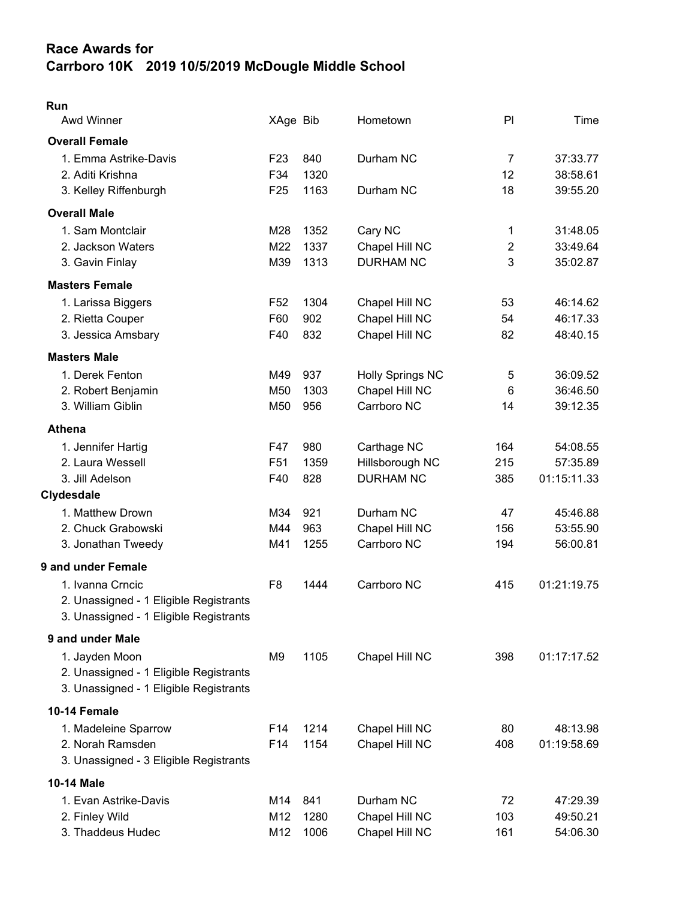# Race Awards for
# Carrboro 10K 2019 10/5/2019 McDougle Middle School

## Run

| Awd Winner | XAge | Bib | Hometown | Pl | Time |
|---|---|---|---|---|---|
| **Overall Female** | | | | | |
| 1. Emma Astrike-Davis | F23 | 840 | Durham NC | 7 | 37:33.77 |
| 2. Aditi Krishna | F34 | 1320 | | 12 | 38:58.61 |
| 3. Kelley Riffenburgh | F25 | 1163 | Durham NC | 18 | 39:55.20 |
| **Overall Male** | | | | | |
| 1. Sam Montclair | M28 | 1352 | Cary NC | 1 | 31:48.05 |
| 2. Jackson Waters | M22 | 1337 | Chapel Hill NC | 2 | 33:49.64 |
| 3. Gavin Finlay | M39 | 1313 | DURHAM NC | 3 | 35:02.87 |
| **Masters Female** | | | | | |
| 1. Larissa Biggers | F52 | 1304 | Chapel Hill NC | 53 | 46:14.62 |
| 2. Rietta Couper | F60 | 902 | Chapel Hill NC | 54 | 46:17.33 |
| 3. Jessica Amsbary | F40 | 832 | Chapel Hill NC | 82 | 48:40.15 |
| **Masters Male** | | | | | |
| 1. Derek Fenton | M49 | 937 | Holly Springs NC | 5 | 36:09.52 |
| 2. Robert Benjamin | M50 | 1303 | Chapel Hill NC | 6 | 36:46.50 |
| 3. William Giblin | M50 | 956 | Carrboro NC | 14 | 39:12.35 |
| **Athena** | | | | | |
| 1. Jennifer Hartig | F47 | 980 | Carthage NC | 164 | 54:08.55 |
| 2. Laura Wessell | F51 | 1359 | Hillsborough NC | 215 | 57:35.89 |
| 3. Jill Adelson | F40 | 828 | DURHAM NC | 385 | 01:15:11.33 |
| **Clydesdale** | | | | | |
| 1. Matthew Drown | M34 | 921 | Durham NC | 47 | 45:46.88 |
| 2. Chuck Grabowski | M44 | 963 | Chapel Hill NC | 156 | 53:55.90 |
| 3. Jonathan Tweedy | M41 | 1255 | Carrboro NC | 194 | 56:00.81 |
| **9 and under Female** | | | | | |
| 1. Ivanna Crncic | F8 | 1444 | Carrboro NC | 415 | 01:21:19.75 |
| 2. Unassigned - 1 Eligible Registrants | | | | | |
| 3. Unassigned - 1 Eligible Registrants | | | | | |
| **9 and under Male** | | | | | |
| 1. Jayden Moon | M9 | 1105 | Chapel Hill NC | 398 | 01:17:17.52 |
| 2. Unassigned - 1 Eligible Registrants | | | | | |
| 3. Unassigned - 1 Eligible Registrants | | | | | |
| **10-14 Female** | | | | | |
| 1. Madeleine Sparrow | F14 | 1214 | Chapel Hill NC | 80 | 48:13.98 |
| 2. Norah Ramsden | F14 | 1154 | Chapel Hill NC | 408 | 01:19:58.69 |
| 3. Unassigned - 3 Eligible Registrants | | | | | |
| **10-14 Male** | | | | | |
| 1. Evan Astrike-Davis | M14 | 841 | Durham NC | 72 | 47:29.39 |
| 2. Finley Wild | M12 | 1280 | Chapel Hill NC | 103 | 49:50.21 |
| 3. Thaddeus Hudec | M12 | 1006 | Chapel Hill NC | 161 | 54:06.30 |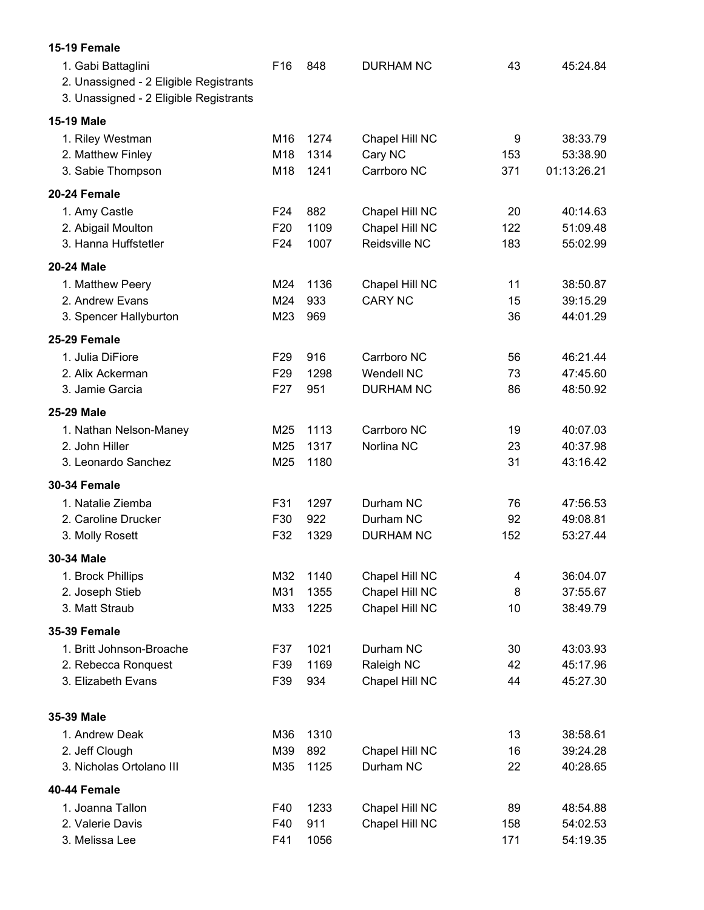**15-19 Female**

| Place | Name | Age | Bib | City | Overall | Time |
|---|---|---|---|---|---|---|
| 1. | Gabi Battaglini | F16 | 848 | DURHAM NC | 43 | 45:24.84 |
| 2. | Unassigned - 2 Eligible Registrants | | | | | |
| 3. | Unassigned - 2 Eligible Registrants | | | | | |

**15-19 Male**

| Place | Name | Age | Bib | City | Overall | Time |
|---|---|---|---|---|---|---|
| 1. | Riley Westman | M16 | 1274 | Chapel Hill NC | 9 | 38:33.79 |
| 2. | Matthew Finley | M18 | 1314 | Cary NC | 153 | 53:38.90 |
| 3. | Sabie Thompson | M18 | 1241 | Carrboro NC | 371 | 01:13:26.21 |

**20-24 Female**

| Place | Name | Age | Bib | City | Overall | Time |
|---|---|---|---|---|---|---|
| 1. | Amy Castle | F24 | 882 | Chapel Hill NC | 20 | 40:14.63 |
| 2. | Abigail Moulton | F20 | 1109 | Chapel Hill NC | 122 | 51:09.48 |
| 3. | Hanna Huffstetler | F24 | 1007 | Reidsville NC | 183 | 55:02.99 |

**20-24 Male**

| Place | Name | Age | Bib | City | Overall | Time |
|---|---|---|---|---|---|---|
| 1. | Matthew Peery | M24 | 1136 | Chapel Hill NC | 11 | 38:50.87 |
| 2. | Andrew Evans | M24 | 933 | CARY NC | 15 | 39:15.29 |
| 3. | Spencer Hallyburton | M23 | 969 | | 36 | 44:01.29 |

**25-29 Female**

| Place | Name | Age | Bib | City | Overall | Time |
|---|---|---|---|---|---|---|
| 1. | Julia DiFiore | F29 | 916 | Carrboro NC | 56 | 46:21.44 |
| 2. | Alix Ackerman | F29 | 1298 | Wendell NC | 73 | 47:45.60 |
| 3. | Jamie Garcia | F27 | 951 | DURHAM NC | 86 | 48:50.92 |

**25-29 Male**

| Place | Name | Age | Bib | City | Overall | Time |
|---|---|---|---|---|---|---|
| 1. | Nathan Nelson-Maney | M25 | 1113 | Carrboro NC | 19 | 40:07.03 |
| 2. | John Hiller | M25 | 1317 | Norlina NC | 23 | 40:37.98 |
| 3. | Leonardo Sanchez | M25 | 1180 | | 31 | 43:16.42 |

**30-34 Female**

| Place | Name | Age | Bib | City | Overall | Time |
|---|---|---|---|---|---|---|
| 1. | Natalie Ziemba | F31 | 1297 | Durham NC | 76 | 47:56.53 |
| 2. | Caroline Drucker | F30 | 922 | Durham NC | 92 | 49:08.81 |
| 3. | Molly Rosett | F32 | 1329 | DURHAM NC | 152 | 53:27.44 |

**30-34 Male**

| Place | Name | Age | Bib | City | Overall | Time |
|---|---|---|---|---|---|---|
| 1. | Brock Phillips | M32 | 1140 | Chapel Hill NC | 4 | 36:04.07 |
| 2. | Joseph Stieb | M31 | 1355 | Chapel Hill NC | 8 | 37:55.67 |
| 3. | Matt Straub | M33 | 1225 | Chapel Hill NC | 10 | 38:49.79 |

**35-39 Female**

| Place | Name | Age | Bib | City | Overall | Time |
|---|---|---|---|---|---|---|
| 1. | Britt Johnson-Broache | F37 | 1021 | Durham NC | 30 | 43:03.93 |
| 2. | Rebecca Ronquest | F39 | 1169 | Raleigh NC | 42 | 45:17.96 |
| 3. | Elizabeth Evans | F39 | 934 | Chapel Hill NC | 44 | 45:27.30 |

**35-39 Male**

| Place | Name | Age | Bib | City | Overall | Time |
|---|---|---|---|---|---|---|
| 1. | Andrew Deak | M36 | 1310 | | 13 | 38:58.61 |
| 2. | Jeff Clough | M39 | 892 | Chapel Hill NC | 16 | 39:24.28 |
| 3. | Nicholas Ortolano III | M35 | 1125 | Durham NC | 22 | 40:28.65 |

**40-44 Female**

| Place | Name | Age | Bib | City | Overall | Time |
|---|---|---|---|---|---|---|
| 1. | Joanna Tallon | F40 | 1233 | Chapel Hill NC | 89 | 48:54.88 |
| 2. | Valerie Davis | F40 | 911 | Chapel Hill NC | 158 | 54:02.53 |
| 3. | Melissa Lee | F41 | 1056 | | 171 | 54:19.35 |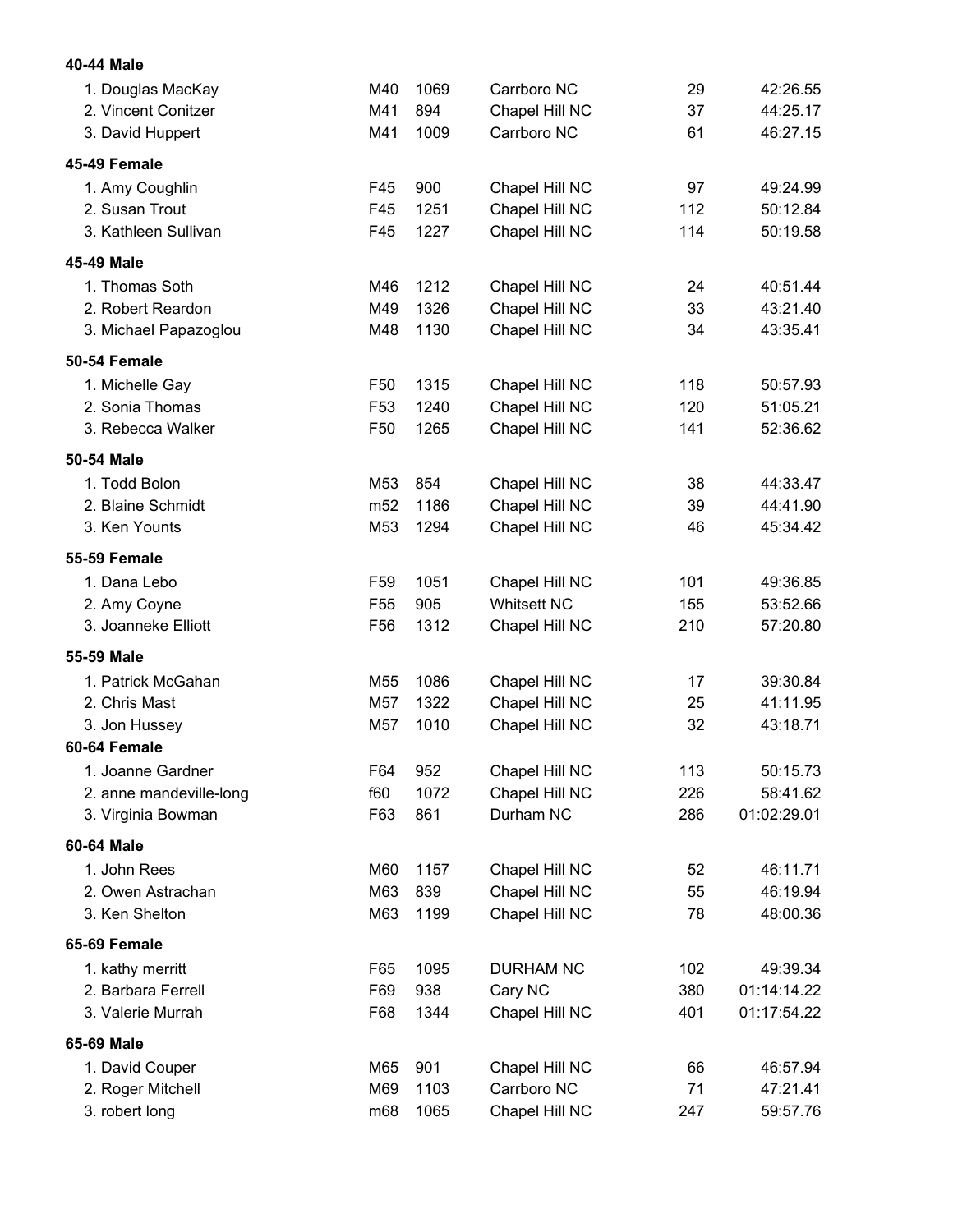**40-44 Male**

| Place | Name | Age | Bib | City | Overall | Time |
|---|---|---|---|---|---|---|
| 1. | Douglas MacKay | M40 | 1069 | Carrboro NC | 29 | 42:26.55 |
| 2. | Vincent Conitzer | M41 | 894 | Chapel Hill NC | 37 | 44:25.17 |
| 3. | David Huppert | M41 | 1009 | Carrboro NC | 61 | 46:27.15 |

**45-49 Female**

| Place | Name | Age | Bib | City | Overall | Time |
|---|---|---|---|---|---|---|
| 1. | Amy Coughlin | F45 | 900 | Chapel Hill NC | 97 | 49:24.99 |
| 2. | Susan Trout | F45 | 1251 | Chapel Hill NC | 112 | 50:12.84 |
| 3. | Kathleen Sullivan | F45 | 1227 | Chapel Hill NC | 114 | 50:19.58 |

**45-49 Male**

| Place | Name | Age | Bib | City | Overall | Time |
|---|---|---|---|---|---|---|
| 1. | Thomas Soth | M46 | 1212 | Chapel Hill NC | 24 | 40:51.44 |
| 2. | Robert Reardon | M49 | 1326 | Chapel Hill NC | 33 | 43:21.40 |
| 3. | Michael Papazoglou | M48 | 1130 | Chapel Hill NC | 34 | 43:35.41 |

**50-54 Female**

| Place | Name | Age | Bib | City | Overall | Time |
|---|---|---|---|---|---|---|
| 1. | Michelle Gay | F50 | 1315 | Chapel Hill NC | 118 | 50:57.93 |
| 2. | Sonia Thomas | F53 | 1240 | Chapel Hill NC | 120 | 51:05.21 |
| 3. | Rebecca Walker | F50 | 1265 | Chapel Hill NC | 141 | 52:36.62 |

**50-54 Male**

| Place | Name | Age | Bib | City | Overall | Time |
|---|---|---|---|---|---|---|
| 1. | Todd Bolon | M53 | 854 | Chapel Hill NC | 38 | 44:33.47 |
| 2. | Blaine Schmidt | m52 | 1186 | Chapel Hill NC | 39 | 44:41.90 |
| 3. | Ken Younts | M53 | 1294 | Chapel Hill NC | 46 | 45:34.42 |

**55-59 Female**

| Place | Name | Age | Bib | City | Overall | Time |
|---|---|---|---|---|---|---|
| 1. | Dana Lebo | F59 | 1051 | Chapel Hill NC | 101 | 49:36.85 |
| 2. | Amy Coyne | F55 | 905 | Whitsett NC | 155 | 53:52.66 |
| 3. | Joanneke Elliott | F56 | 1312 | Chapel Hill NC | 210 | 57:20.80 |

**55-59 Male**

| Place | Name | Age | Bib | City | Overall | Time |
|---|---|---|---|---|---|---|
| 1. | Patrick McGahan | M55 | 1086 | Chapel Hill NC | 17 | 39:30.84 |
| 2. | Chris Mast | M57 | 1322 | Chapel Hill NC | 25 | 41:11.95 |
| 3. | Jon Hussey | M57 | 1010 | Chapel Hill NC | 32 | 43:18.71 |

**60-64 Female**

| Place | Name | Age | Bib | City | Overall | Time |
|---|---|---|---|---|---|---|
| 1. | Joanne Gardner | F64 | 952 | Chapel Hill NC | 113 | 50:15.73 |
| 2. | anne mandeville-long | f60 | 1072 | Chapel Hill NC | 226 | 58:41.62 |
| 3. | Virginia Bowman | F63 | 861 | Durham NC | 286 | 01:02:29.01 |

**60-64 Male**

| Place | Name | Age | Bib | City | Overall | Time |
|---|---|---|---|---|---|---|
| 1. | John Rees | M60 | 1157 | Chapel Hill NC | 52 | 46:11.71 |
| 2. | Owen Astrachan | M63 | 839 | Chapel Hill NC | 55 | 46:19.94 |
| 3. | Ken Shelton | M63 | 1199 | Chapel Hill NC | 78 | 48:00.36 |

**65-69 Female**

| Place | Name | Age | Bib | City | Overall | Time |
|---|---|---|---|---|---|---|
| 1. | kathy merritt | F65 | 1095 | DURHAM NC | 102 | 49:39.34 |
| 2. | Barbara Ferrell | F69 | 938 | Cary NC | 380 | 01:14:14.22 |
| 3. | Valerie Murrah | F68 | 1344 | Chapel Hill NC | 401 | 01:17:54.22 |

**65-69 Male**

| Place | Name | Age | Bib | City | Overall | Time |
|---|---|---|---|---|---|---|
| 1. | David Couper | M65 | 901 | Chapel Hill NC | 66 | 46:57.94 |
| 2. | Roger Mitchell | M69 | 1103 | Carrboro NC | 71 | 47:21.41 |
| 3. | robert long | m68 | 1065 | Chapel Hill NC | 247 | 59:57.76 |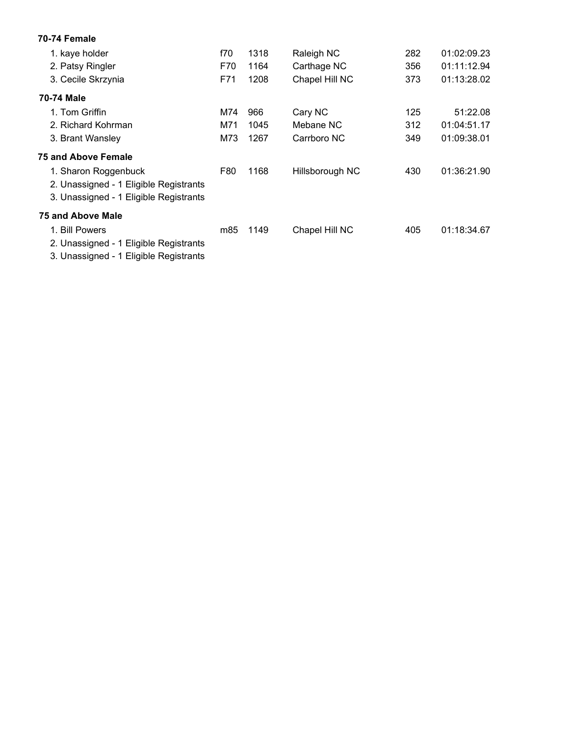**70-74 Female**

| | | | | | |
|---|---|---|---|---|---|
| 1. kaye holder | f70 | 1318 | Raleigh NC | 282 | 01:02:09.23 |
| 2. Patsy Ringler | F70 | 1164 | Carthage NC | 356 | 01:11:12.94 |
| 3. Cecile Skrzynia | F71 | 1208 | Chapel Hill NC | 373 | 01:13:28.02 |

**70-74 Male**

| | | | | | |
|---|---|---|---|---|---|
| 1. Tom Griffin | M74 | 966 | Cary NC | 125 | 51:22.08 |
| 2. Richard Kohrman | M71 | 1045 | Mebane NC | 312 | 01:04:51.17 |
| 3. Brant Wansley | M73 | 1267 | Carrboro NC | 349 | 01:09:38.01 |

**75 and Above Female**

| | | | | | |
|---|---|---|---|---|---|
| 1. Sharon Roggenbuck | F80 | 1168 | Hillsborough NC | 430 | 01:36:21.90 |
| 2. Unassigned - 1 Eligible Registrants | | | | | |
| 3. Unassigned - 1 Eligible Registrants | | | | | |

**75 and Above Male**

| | | | | | |
|---|---|---|---|---|---|
| 1. Bill Powers | m85 | 1149 | Chapel Hill NC | 405 | 01:18:34.67 |
| 2. Unassigned - 1 Eligible Registrants | | | | | |
| 3. Unassigned - 1 Eligible Registrants | | | | | |